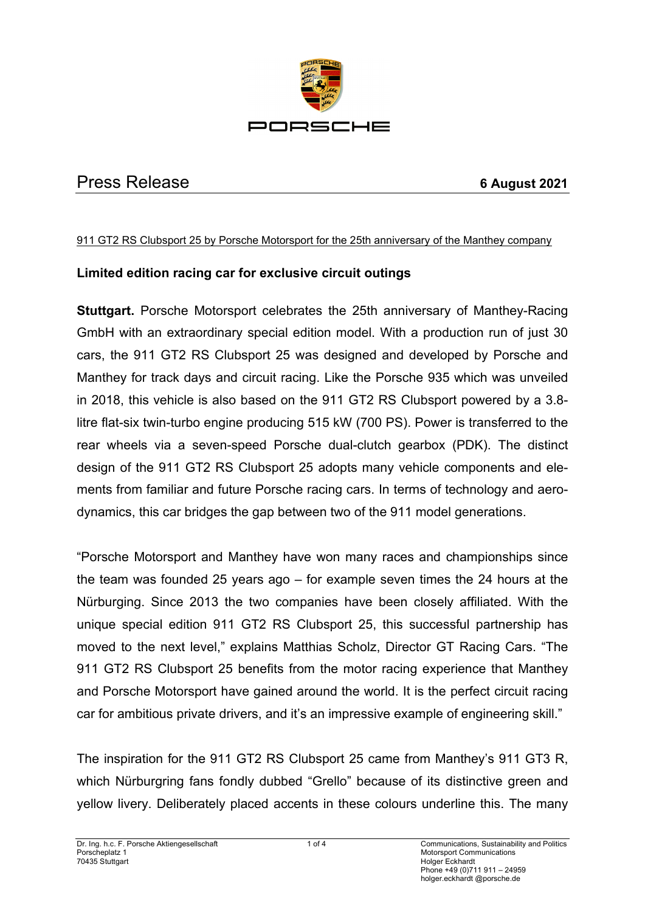# Press Release

**6 August 2021**

911 GT2 RS Clubsport 25 by Porsche Motorsport for the 25th anniversary of the Manthey company

## Limited edition racing car for exclusive circuit outings

**Stuttgart.** Porsche Motorsport celebrates the 25th anniversary of Manthey-Racing GmbH with an extraordinary special edition model. With a production run of just 30 cars, the 911 GT2 RS Clubsport 25 was designed and developed by Porsche and Manthey for track days and circuit racing. Like the Porsche 935 which was unveiled in 2018, this vehicle is also based on the 911 GT2 RS Clubsport powered by a 3.8-litre flat-six twin-turbo engine producing 515 kW (700 PS). Power is transferred to the rear wheels via a seven-speed Porsche dual-clutch gearbox (PDK). The distinct design of the 911 GT2 RS Clubsport 25 adopts many vehicle components and elements from familiar and future Porsche racing cars. In terms of technology and aerodynamics, this car bridges the gap between two of the 911 model generations.

"Porsche Motorsport and Manthey have won many races and championships since the team was founded 25 years ago – for example seven times the 24 hours at the Nürburging. Since 2013 the two companies have been closely affiliated. With the unique special edition 911 GT2 RS Clubsport 25, this successful partnership has moved to the next level," explains Matthias Scholz, Director GT Racing Cars. "The 911 GT2 RS Clubsport 25 benefits from the motor racing experience that Manthey and Porsche Motorsport have gained around the world. It is the perfect circuit racing car for ambitious private drivers, and it's an impressive example of engineering skill."

The inspiration for the 911 GT2 RS Clubsport 25 came from Manthey's 911 GT3 R, which Nürburgring fans fondly dubbed "Grello" because of its distinctive green and yellow livery. Deliberately placed accents in these colours underline this. The many

Dr. Ing. h.c. F. Porsche Aktiengesellschaft
Porscheplatz 1
70435 Stuttgart

Communications, Sustainability and Politics
Motorsport Communications
Holger Eckhardt
Phone +49 (0)711 911 – 24959
holger.eckhardt @porsche.de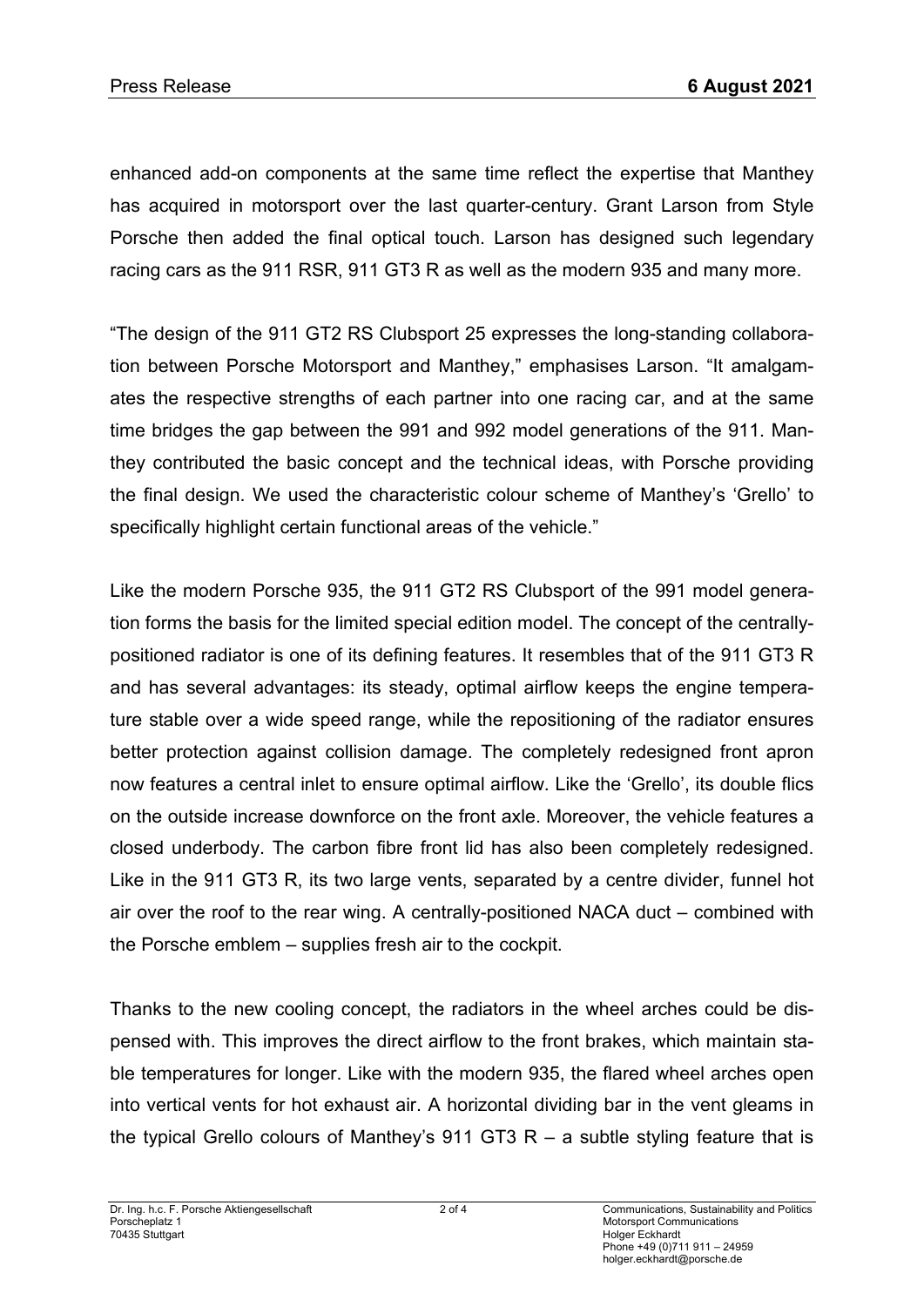enhanced add-on components at the same time reflect the expertise that Manthey has acquired in motorsport over the last quarter-century. Grant Larson from Style Porsche then added the final optical touch. Larson has designed such legendary racing cars as the 911 RSR, 911 GT3 R as well as the modern 935 and many more.

"The design of the 911 GT2 RS Clubsport 25 expresses the long-standing collaboration between Porsche Motorsport and Manthey," emphasises Larson. "It amalgamates the respective strengths of each partner into one racing car, and at the same time bridges the gap between the 991 and 992 model generations of the 911. Manthey contributed the basic concept and the technical ideas, with Porsche providing the final design. We used the characteristic colour scheme of Manthey's 'Grello' to specifically highlight certain functional areas of the vehicle."

Like the modern Porsche 935, the 911 GT2 RS Clubsport of the 991 model generation forms the basis for the limited special edition model. The concept of the centrally-positioned radiator is one of its defining features. It resembles that of the 911 GT3 R and has several advantages: its steady, optimal airflow keeps the engine temperature stable over a wide speed range, while the repositioning of the radiator ensures better protection against collision damage. The completely redesigned front apron now features a central inlet to ensure optimal airflow. Like the 'Grello', its double flics on the outside increase downforce on the front axle. Moreover, the vehicle features a closed underbody. The carbon fibre front lid has also been completely redesigned. Like in the 911 GT3 R, its two large vents, separated by a centre divider, funnel hot air over the roof to the rear wing. A centrally-positioned NACA duct – combined with the Porsche emblem – supplies fresh air to the cockpit.

Thanks to the new cooling concept, the radiators in the wheel arches could be dispensed with. This improves the direct airflow to the front brakes, which maintain stable temperatures for longer. Like with the modern 935, the flared wheel arches open into vertical vents for hot exhaust air. A horizontal dividing bar in the vent gleams in the typical Grello colours of Manthey's 911 GT3 R – a subtle styling feature that is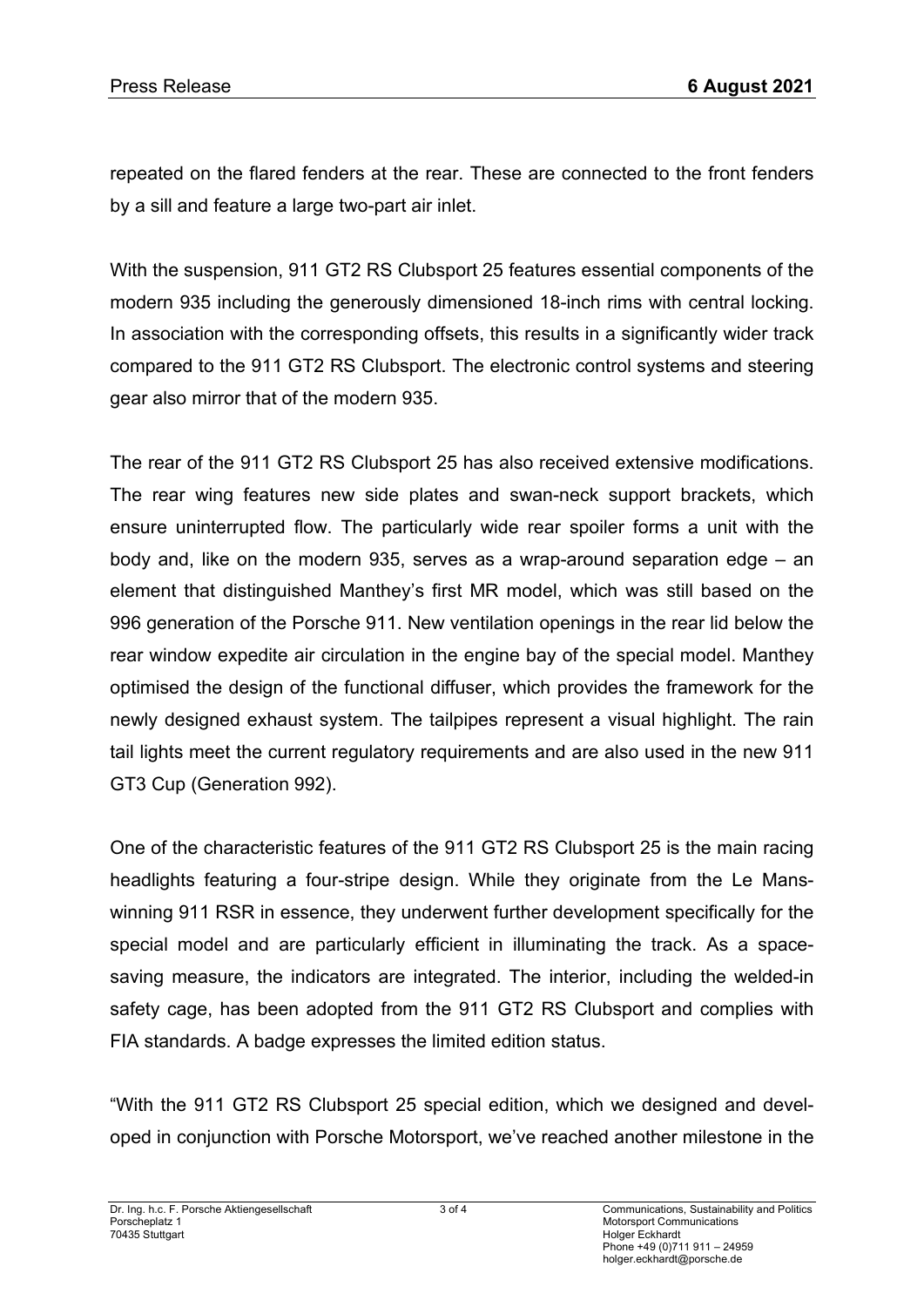repeated on the flared fenders at the rear. These are connected to the front fenders by a sill and feature a large two-part air inlet.

With the suspension, 911 GT2 RS Clubsport 25 features essential components of the modern 935 including the generously dimensioned 18-inch rims with central locking. In association with the corresponding offsets, this results in a significantly wider track compared to the 911 GT2 RS Clubsport. The electronic control systems and steering gear also mirror that of the modern 935.

The rear of the 911 GT2 RS Clubsport 25 has also received extensive modifications. The rear wing features new side plates and swan-neck support brackets, which ensure uninterrupted flow. The particularly wide rear spoiler forms a unit with the body and, like on the modern 935, serves as a wrap-around separation edge – an element that distinguished Manthey's first MR model, which was still based on the 996 generation of the Porsche 911. New ventilation openings in the rear lid below the rear window expedite air circulation in the engine bay of the special model. Manthey optimised the design of the functional diffuser, which provides the framework for the newly designed exhaust system. The tailpipes represent a visual highlight. The rain tail lights meet the current regulatory requirements and are also used in the new 911 GT3 Cup (Generation 992).

One of the characteristic features of the 911 GT2 RS Clubsport 25 is the main racing headlights featuring a four-stripe design. While they originate from the Le Mans-winning 911 RSR in essence, they underwent further development specifically for the special model and are particularly efficient in illuminating the track. As a space-saving measure, the indicators are integrated. The interior, including the welded-in safety cage, has been adopted from the 911 GT2 RS Clubsport and complies with FIA standards. A badge expresses the limited edition status.

"With the 911 GT2 RS Clubsport 25 special edition, which we designed and developed in conjunction with Porsche Motorsport, we've reached another milestone in the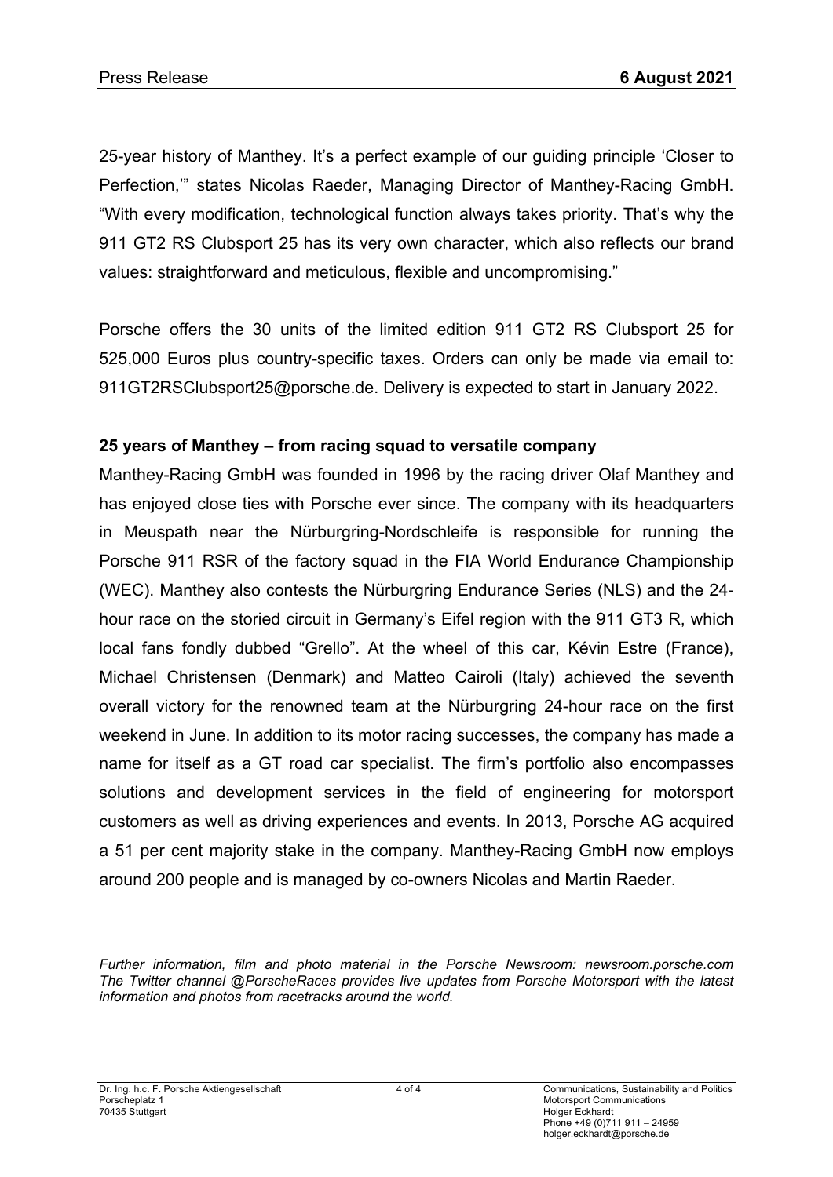25-year history of Manthey. It's a perfect example of our guiding principle 'Closer to Perfection,'" states Nicolas Raeder, Managing Director of Manthey-Racing GmbH. "With every modification, technological function always takes priority. That's why the 911 GT2 RS Clubsport 25 has its very own character, which also reflects our brand values: straightforward and meticulous, flexible and uncompromising."

Porsche offers the 30 units of the limited edition 911 GT2 RS Clubsport 25 for 525,000 Euros plus country-specific taxes. Orders can only be made via email to: 911GT2RSClubsport25@porsche.de. Delivery is expected to start in January 2022.

**25 years of Manthey – from racing squad to versatile company**

Manthey-Racing GmbH was founded in 1996 by the racing driver Olaf Manthey and has enjoyed close ties with Porsche ever since. The company with its headquarters in Meuspath near the Nürburgring-Nordschleife is responsible for running the Porsche 911 RSR of the factory squad in the FIA World Endurance Championship (WEC). Manthey also contests the Nürburgring Endurance Series (NLS) and the 24-hour race on the storied circuit in Germany's Eifel region with the 911 GT3 R, which local fans fondly dubbed "Grello". At the wheel of this car, Kévin Estre (France), Michael Christensen (Denmark) and Matteo Cairoli (Italy) achieved the seventh overall victory for the renowned team at the Nürburgring 24-hour race on the first weekend in June. In addition to its motor racing successes, the company has made a name for itself as a GT road car specialist. The firm's portfolio also encompasses solutions and development services in the field of engineering for motorsport customers as well as driving experiences and events. In 2013, Porsche AG acquired a 51 per cent majority stake in the company. Manthey-Racing GmbH now employs around 200 people and is managed by co-owners Nicolas and Martin Raeder.

*Further information, film and photo material in the Porsche Newsroom: newsroom.porsche.com*
*The Twitter channel @PorscheRaces provides live updates from Porsche Motorsport with the latest information and photos from racetracks around the world.*

Dr. Ing. h.c. F. Porsche Aktiengesellschaft
Porscheplatz 1
70435 Stuttgart

Communications, Sustainability and Politics
Motorsport Communications
Holger Eckhardt
Phone +49 (0)711 911 – 24959
holger.eckhardt@porsche.de